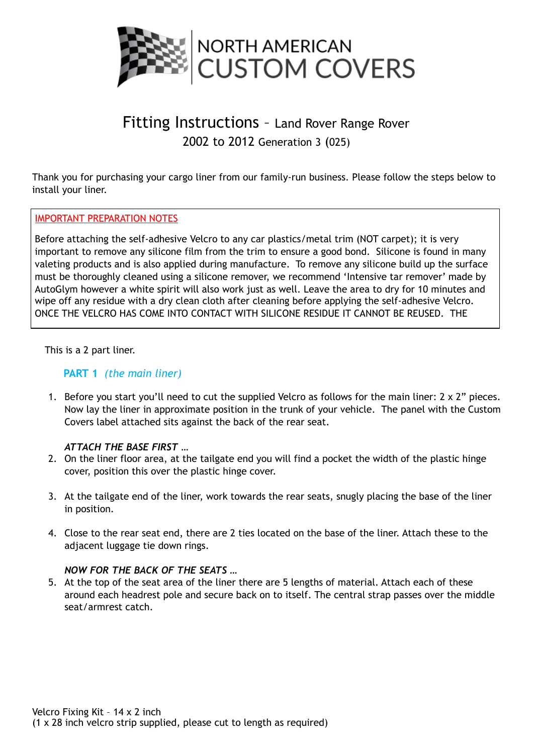NORTH AMERICAN CUSTOM COVERS

# Fitting Instructions – Land Rover Range Rover 2002 to 2012 Generation 3 (025)

Thank you for purchasing your cargo liner from our family-run business. Please follow the steps below to install your liner.

> IMPORTANT PREPARATION NOTES
>
> Before attaching the self-adhesive Velcro to any car plastics/metal trim (NOT carpet); it is very important to remove any silicone film from the trim to ensure a good bond. Silicone is found in many valeting products and is also applied during manufacture. To remove any silicone build up the surface must be thoroughly cleaned using a silicone remover, we recommend 'Intensive tar remover' made by AutoGlym however a white spirit will also work just as well. Leave the area to dry for 10 minutes and wipe off any residue with a dry clean cloth after cleaning before applying the self-adhesive Velcro. ONCE THE VELCRO HAS COME INTO CONTACT WITH SILICONE RESIDUE IT CANNOT BE REUSED. THE

This is a 2 part liner.

## PART 1 *(the main liner)*

1. Before you start you'll need to cut the supplied Velcro as follows for the main liner: 2 x 2" pieces. Now lay the liner in approximate position in the trunk of your vehicle. The panel with the Custom Covers label attached sits against the back of the rear seat.

   ***ATTACH THE BASE FIRST …***

2. On the liner floor area, at the tailgate end you will find a pocket the width of the plastic hinge cover, position this over the plastic hinge cover.

3. At the tailgate end of the liner, work towards the rear seats, snugly placing the base of the liner in position.

4. Close to the rear seat end, there are 2 ties located on the base of the liner. Attach these to the adjacent luggage tie down rings.

   ***NOW FOR THE BACK OF THE SEATS …***

5. At the top of the seat area of the liner there are 5 lengths of material. Attach each of these around each headrest pole and secure back on to itself. The central strap passes over the middle seat/armrest catch.

Velcro Fixing Kit – 14 x 2 inch
(1 x 28 inch velcro strip supplied, please cut to length as required)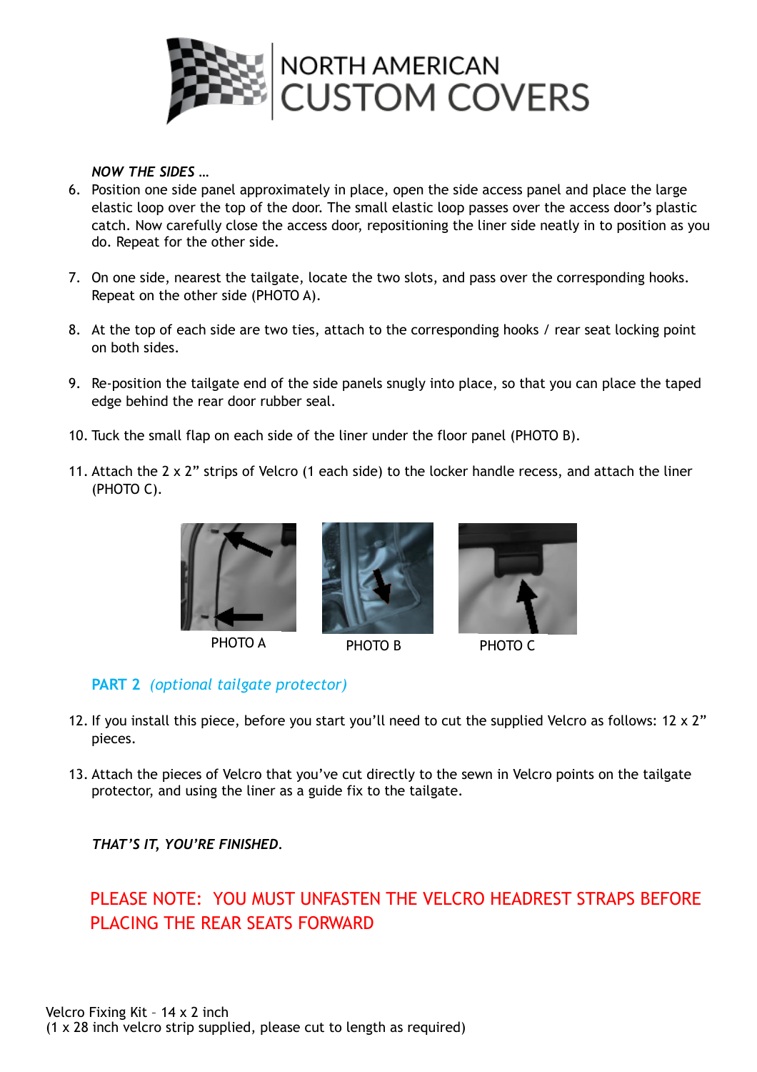NORTH AMERICAN CUSTOM COVERS

*NOW THE SIDES …*

6. Position one side panel approximately in place, open the side access panel and place the large elastic loop over the top of the door. The small elastic loop passes over the access door's plastic catch. Now carefully close the access door, repositioning the liner side neatly in to position as you do. Repeat for the other side.

7. On one side, nearest the tailgate, locate the two slots, and pass over the corresponding hooks. Repeat on the other side (PHOTO A).

8. At the top of each side are two ties, attach to the corresponding hooks / rear seat locking point on both sides.

9. Re-position the tailgate end of the side panels snugly into place, so that you can place the taped edge behind the rear door rubber seal.

10. Tuck the small flap on each side of the liner under the floor panel (PHOTO B).

11. Attach the 2 x 2" strips of Velcro (1 each side) to the locker handle recess, and attach the liner (PHOTO C).

PHOTO A

PHOTO B

PHOTO C

## PART 2 *(optional tailgate protector)*

12. If you install this piece, before you start you'll need to cut the supplied Velcro as follows: 12 x 2" pieces.

13. Attach the pieces of Velcro that you've cut directly to the sewn in Velcro points on the tailgate protector, and using the liner as a guide fix to the tailgate.

*THAT'S IT, YOU'RE FINISHED.*

PLEASE NOTE: YOU MUST UNFASTEN THE VELCRO HEADREST STRAPS BEFORE PLACING THE REAR SEATS FORWARD

Velcro Fixing Kit – 14 x 2 inch
(1 x 28 inch velcro strip supplied, please cut to length as required)